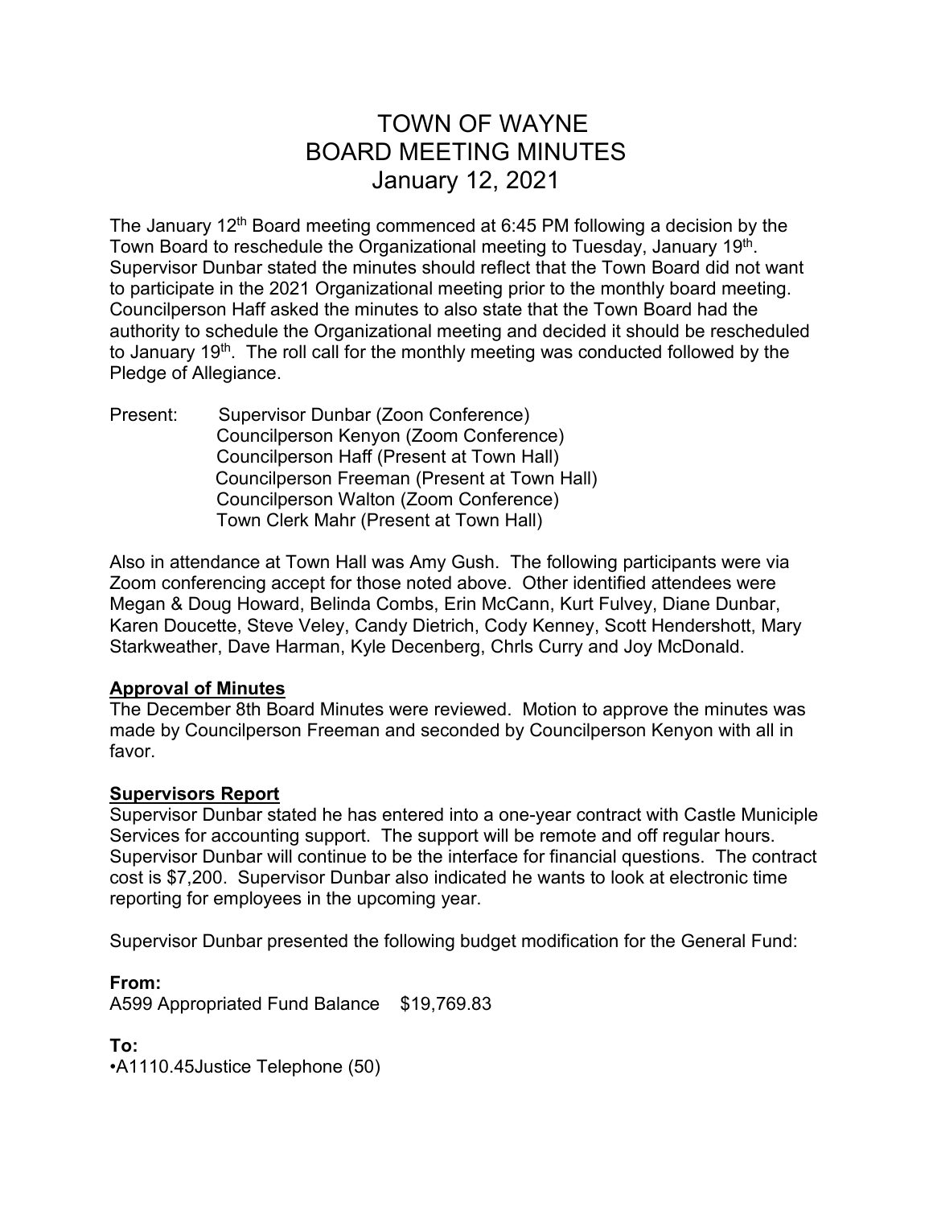# TOWN OF WAYNE
# BOARD MEETING MINUTES
# January 12, 2021

The January 12th Board meeting commenced at 6:45 PM following a decision by the Town Board to reschedule the Organizational meeting to Tuesday, January 19th. Supervisor Dunbar stated the minutes should reflect that the Town Board did not want to participate in the 2021 Organizational meeting prior to the monthly board meeting. Councilperson Haff asked the minutes to also state that the Town Board had the authority to schedule the Organizational meeting and decided it should be rescheduled to January 19th. The roll call for the monthly meeting was conducted followed by the Pledge of Allegiance.

Present:
- Supervisor Dunbar (Zoon Conference)
- Councilperson Kenyon (Zoom Conference)
- Councilperson Haff (Present at Town Hall)
- Councilperson Freeman (Present at Town Hall)
- Councilperson Walton (Zoom Conference)
- Town Clerk Mahr (Present at Town Hall)

Also in attendance at Town Hall was Amy Gush. The following participants were via Zoom conferencing accept for those noted above. Other identified attendees were Megan & Doug Howard, Belinda Combs, Erin McCann, Kurt Fulvey, Diane Dunbar, Karen Doucette, Steve Veley, Candy Dietrich, Cody Kenney, Scott Hendershott, Mary Starkweather, Dave Harman, Kyle Decenberg, Chrls Curry and Joy McDonald.

**Approval of Minutes**

The December 8th Board Minutes were reviewed. Motion to approve the minutes was made by Councilperson Freeman and seconded by Councilperson Kenyon with all in favor.

**Supervisors Report**

Supervisor Dunbar stated he has entered into a one-year contract with Castle Municiple Services for accounting support. The support will be remote and off regular hours. Supervisor Dunbar will continue to be the interface for financial questions. The contract cost is $7,200. Supervisor Dunbar also indicated he wants to look at electronic time reporting for employees in the upcoming year.

Supervisor Dunbar presented the following budget modification for the General Fund:

**From:**

A599 Appropriated Fund Balance $19,769.83

**To:**

•A1110.45Justice Telephone (50)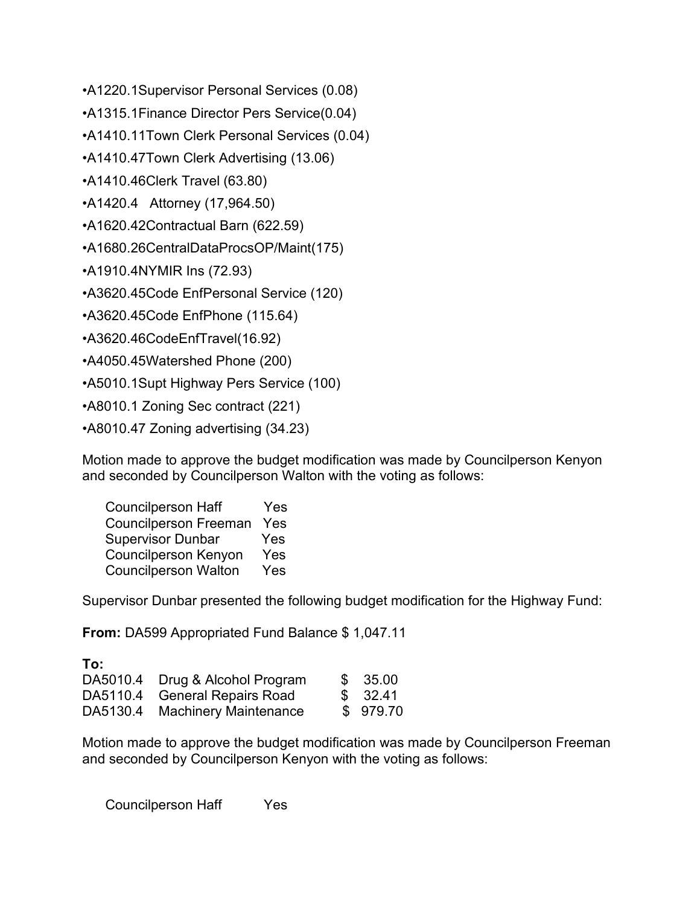- A1220.1Supervisor Personal Services (0.08)
- A1315.1Finance Director Pers Service(0.04)
- A1410.11Town Clerk Personal Services (0.04)
- A1410.47Town Clerk Advertising (13.06)
- A1410.46Clerk Travel (63.80)
- A1420.4 Attorney (17,964.50)
- A1620.42Contractual Barn (622.59)
- A1680.26CentralDataProcsOP/Maint(175)
- A1910.4NYMIR Ins (72.93)
- A3620.45Code EnfPersonal Service (120)
- A3620.45Code EnfPhone (115.64)
- A3620.46CodeEnfTravel(16.92)
- A4050.45Watershed Phone (200)
- A5010.1Supt Highway Pers Service (100)
- A8010.1 Zoning Sec contract (221)
- A8010.47 Zoning advertising (34.23)

Motion made to approve the budget modification was made by Councilperson Kenyon and seconded by Councilperson Walton with the voting as follows:

| | |
|---|---|
| Councilperson Haff | Yes |
| Councilperson Freeman | Yes |
| Supervisor Dunbar | Yes |
| Councilperson Kenyon | Yes |
| Councilperson Walton | Yes |

Supervisor Dunbar presented the following budget modification for the Highway Fund:

**From:** DA599 Appropriated Fund Balance $ 1,047.11

**To:**

| | | |
|---|---|---|
| DA5010.4 | Drug & Alcohol Program | $ 35.00 |
| DA5110.4 | General Repairs Road | $ 32.41 |
| DA5130.4 | Machinery Maintenance | $ 979.70 |

Motion made to approve the budget modification was made by Councilperson Freeman and seconded by Councilperson Kenyon with the voting as follows:

| | |
|---|---|
| Councilperson Haff | Yes |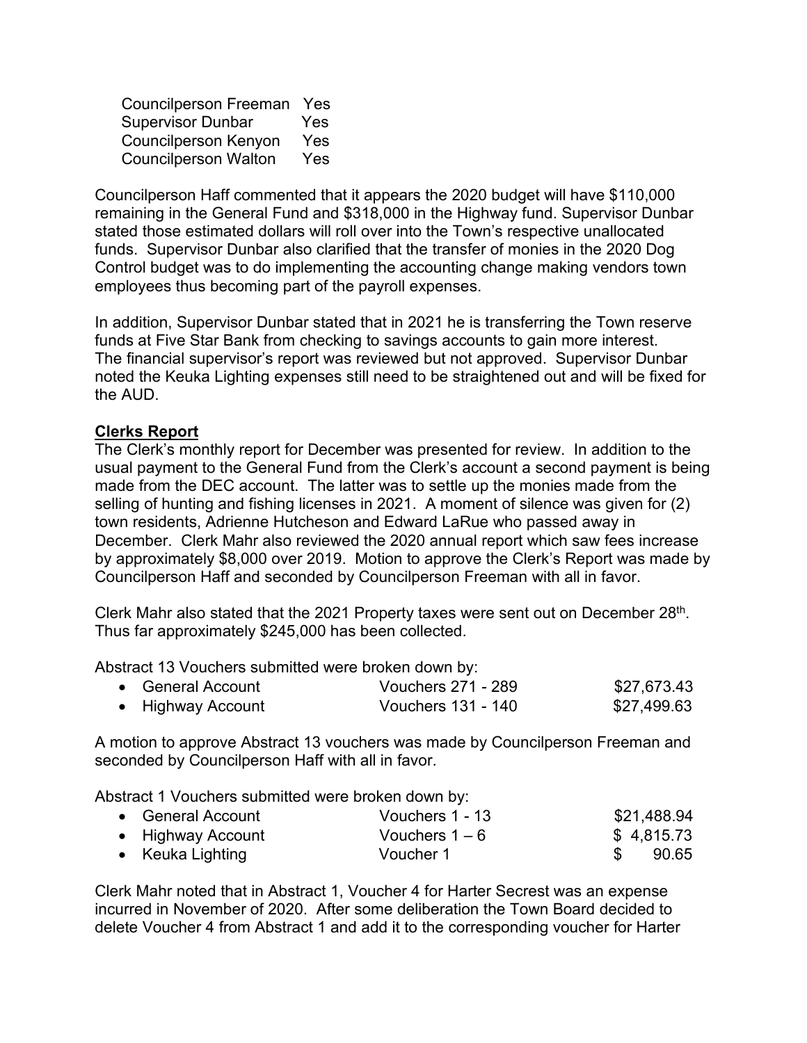Councilperson Freeman Yes
Supervisor Dunbar Yes
Councilperson Kenyon Yes
Councilperson Walton Yes

Councilperson Haff commented that it appears the 2020 budget will have $110,000 remaining in the General Fund and $318,000 in the Highway fund. Supervisor Dunbar stated those estimated dollars will roll over into the Town's respective unallocated funds. Supervisor Dunbar also clarified that the transfer of monies in the 2020 Dog Control budget was to do implementing the accounting change making vendors town employees thus becoming part of the payroll expenses.

In addition, Supervisor Dunbar stated that in 2021 he is transferring the Town reserve funds at Five Star Bank from checking to savings accounts to gain more interest. The financial supervisor's report was reviewed but not approved. Supervisor Dunbar noted the Keuka Lighting expenses still need to be straightened out and will be fixed for the AUD.

**Clerks Report**

The Clerk's monthly report for December was presented for review. In addition to the usual payment to the General Fund from the Clerk's account a second payment is being made from the DEC account. The latter was to settle up the monies made from the selling of hunting and fishing licenses in 2021. A moment of silence was given for (2) town residents, Adrienne Hutcheson and Edward LaRue who passed away in December. Clerk Mahr also reviewed the 2020 annual report which saw fees increase by approximately $8,000 over 2019. Motion to approve the Clerk's Report was made by Councilperson Haff and seconded by Councilperson Freeman with all in favor.

Clerk Mahr also stated that the 2021 Property taxes were sent out on December 28th. Thus far approximately $245,000 has been collected.

Abstract 13 Vouchers submitted were broken down by:

- General Account Vouchers 271 - 289 $27,673.43
- Highway Account Vouchers 131 - 140 $27,499.63

A motion to approve Abstract 13 vouchers was made by Councilperson Freeman and seconded by Councilperson Haff with all in favor.

Abstract 1 Vouchers submitted were broken down by:

- General Account Vouchers 1 - 13 $21,488.94
- Highway Account Vouchers 1 – 6 $ 4,815.73
- Keuka Lighting Voucher 1 $ 90.65

Clerk Mahr noted that in Abstract 1, Voucher 4 for Harter Secrest was an expense incurred in November of 2020. After some deliberation the Town Board decided to delete Voucher 4 from Abstract 1 and add it to the corresponding voucher for Harter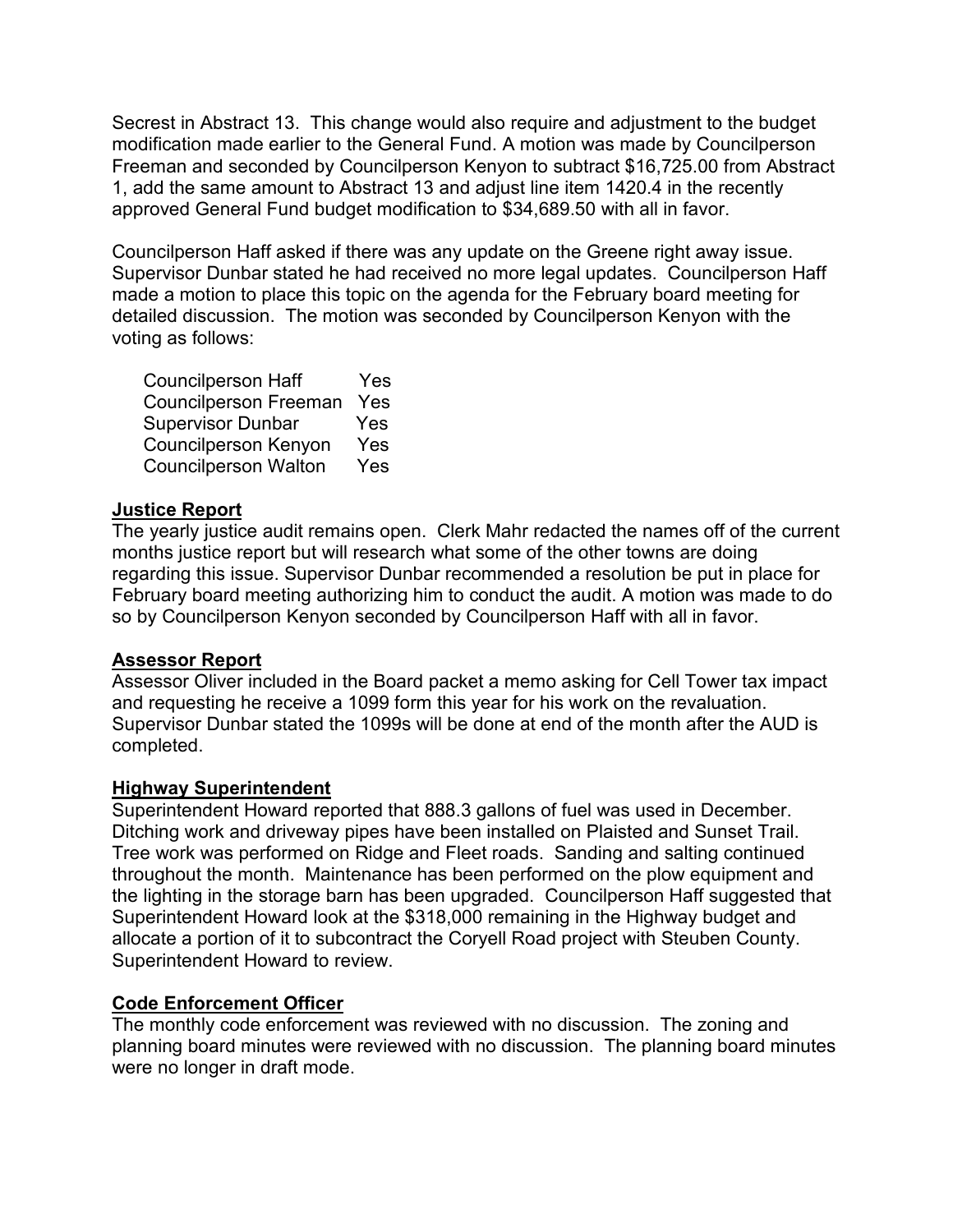Secrest in Abstract 13. This change would also require and adjustment to the budget modification made earlier to the General Fund. A motion was made by Councilperson Freeman and seconded by Councilperson Kenyon to subtract $16,725.00 from Abstract 1, add the same amount to Abstract 13 and adjust line item 1420.4 in the recently approved General Fund budget modification to $34,689.50 with all in favor.

Councilperson Haff asked if there was any update on the Greene right away issue. Supervisor Dunbar stated he had received no more legal updates. Councilperson Haff made a motion to place this topic on the agenda for the February board meeting for detailed discussion. The motion was seconded by Councilperson Kenyon with the voting as follows:

| | |
|---|---|
| Councilperson Haff | Yes |
| Councilperson Freeman | Yes |
| Supervisor Dunbar | Yes |
| Councilperson Kenyon | Yes |
| Councilperson Walton | Yes |

**Justice Report**

The yearly justice audit remains open. Clerk Mahr redacted the names off of the current months justice report but will research what some of the other towns are doing regarding this issue. Supervisor Dunbar recommended a resolution be put in place for February board meeting authorizing him to conduct the audit. A motion was made to do so by Councilperson Kenyon seconded by Councilperson Haff with all in favor.

**Assessor Report**

Assessor Oliver included in the Board packet a memo asking for Cell Tower tax impact and requesting he receive a 1099 form this year for his work on the revaluation. Supervisor Dunbar stated the 1099s will be done at end of the month after the AUD is completed.

**Highway Superintendent**

Superintendent Howard reported that 888.3 gallons of fuel was used in December. Ditching work and driveway pipes have been installed on Plaisted and Sunset Trail. Tree work was performed on Ridge and Fleet roads. Sanding and salting continued throughout the month. Maintenance has been performed on the plow equipment and the lighting in the storage barn has been upgraded. Councilperson Haff suggested that Superintendent Howard look at the $318,000 remaining in the Highway budget and allocate a portion of it to subcontract the Coryell Road project with Steuben County. Superintendent Howard to review.

**Code Enforcement Officer**

The monthly code enforcement was reviewed with no discussion. The zoning and planning board minutes were reviewed with no discussion. The planning board minutes were no longer in draft mode.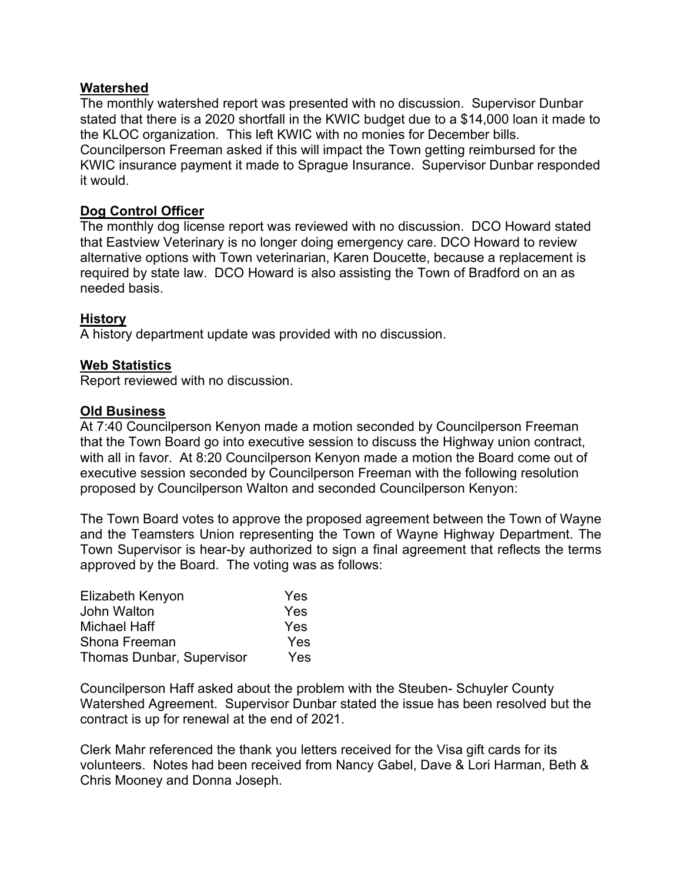**Watershed**

The monthly watershed report was presented with no discussion. Supervisor Dunbar stated that there is a 2020 shortfall in the KWIC budget due to a $14,000 loan it made to the KLOC organization. This left KWIC with no monies for December bills. Councilperson Freeman asked if this will impact the Town getting reimbursed for the KWIC insurance payment it made to Sprague Insurance. Supervisor Dunbar responded it would.

**Dog Control Officer**

The monthly dog license report was reviewed with no discussion. DCO Howard stated that Eastview Veterinary is no longer doing emergency care. DCO Howard to review alternative options with Town veterinarian, Karen Doucette, because a replacement is required by state law. DCO Howard is also assisting the Town of Bradford on an as needed basis.

**History**

A history department update was provided with no discussion.

**Web Statistics**

Report reviewed with no discussion.

**Old Business**

At 7:40 Councilperson Kenyon made a motion seconded by Councilperson Freeman that the Town Board go into executive session to discuss the Highway union contract, with all in favor. At 8:20 Councilperson Kenyon made a motion the Board come out of executive session seconded by Councilperson Freeman with the following resolution proposed by Councilperson Walton and seconded Councilperson Kenyon:

The Town Board votes to approve the proposed agreement between the Town of Wayne and the Teamsters Union representing the Town of Wayne Highway Department. The Town Supervisor is hear-by authorized to sign a final agreement that reflects the terms approved by the Board. The voting was as follows:

| | |
|---|---|
| Elizabeth Kenyon | Yes |
| John Walton | Yes |
| Michael Haff | Yes |
| Shona Freeman | Yes |
| Thomas Dunbar, Supervisor | Yes |

Councilperson Haff asked about the problem with the Steuben- Schuyler County Watershed Agreement. Supervisor Dunbar stated the issue has been resolved but the contract is up for renewal at the end of 2021.

Clerk Mahr referenced the thank you letters received for the Visa gift cards for its volunteers. Notes had been received from Nancy Gabel, Dave & Lori Harman, Beth & Chris Mooney and Donna Joseph.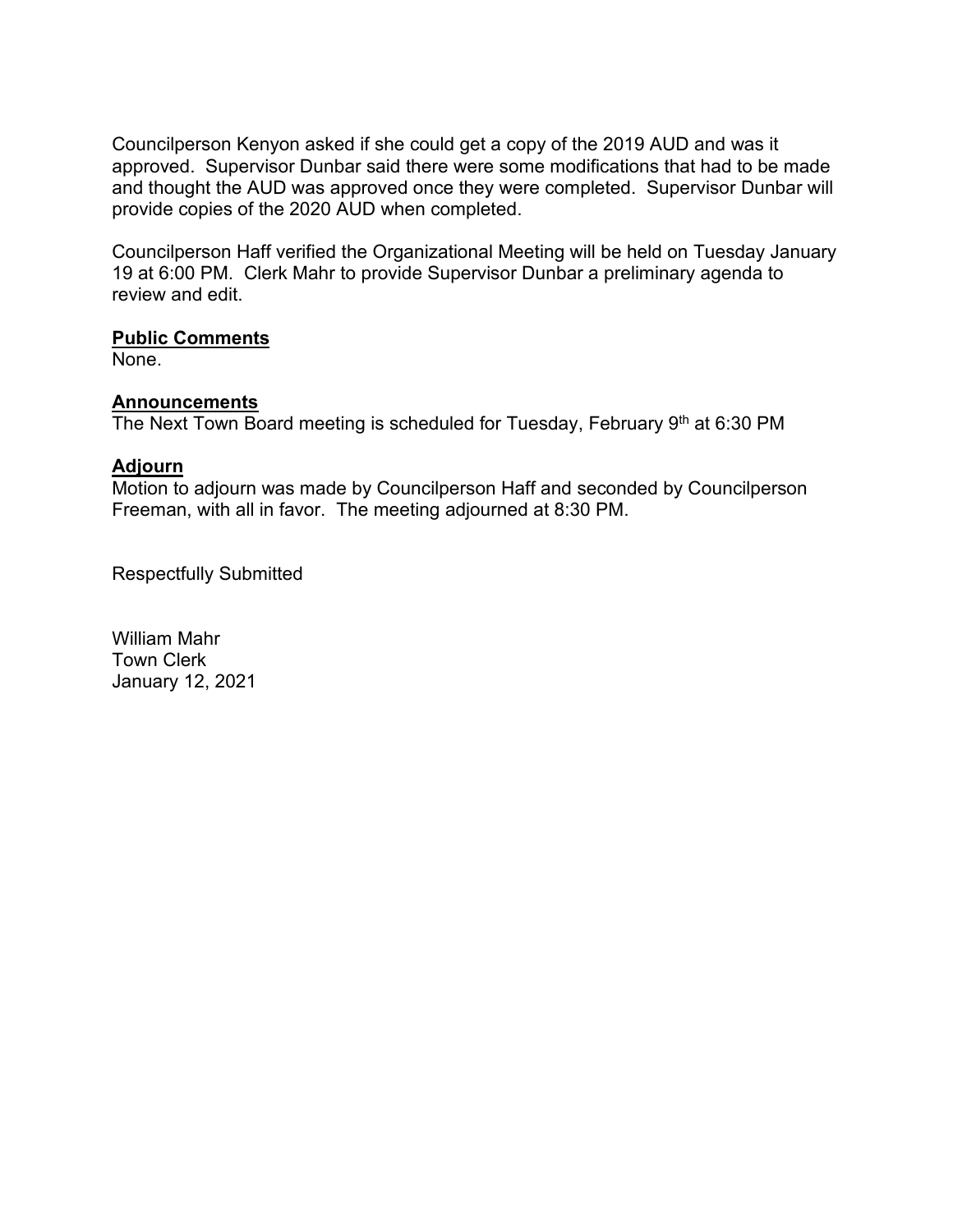Councilperson Kenyon asked if she could get a copy of the 2019 AUD and was it approved. Supervisor Dunbar said there were some modifications that had to be made and thought the AUD was approved once they were completed. Supervisor Dunbar will provide copies of the 2020 AUD when completed.

Councilperson Haff verified the Organizational Meeting will be held on Tuesday January 19 at 6:00 PM. Clerk Mahr to provide Supervisor Dunbar a preliminary agenda to review and edit.

**Public Comments**

None.

**Announcements**

The Next Town Board meeting is scheduled for Tuesday, February 9th at 6:30 PM

**Adjourn**

Motion to adjourn was made by Councilperson Haff and seconded by Councilperson Freeman, with all in favor. The meeting adjourned at 8:30 PM.

Respectfully Submitted

William Mahr
Town Clerk
January 12, 2021